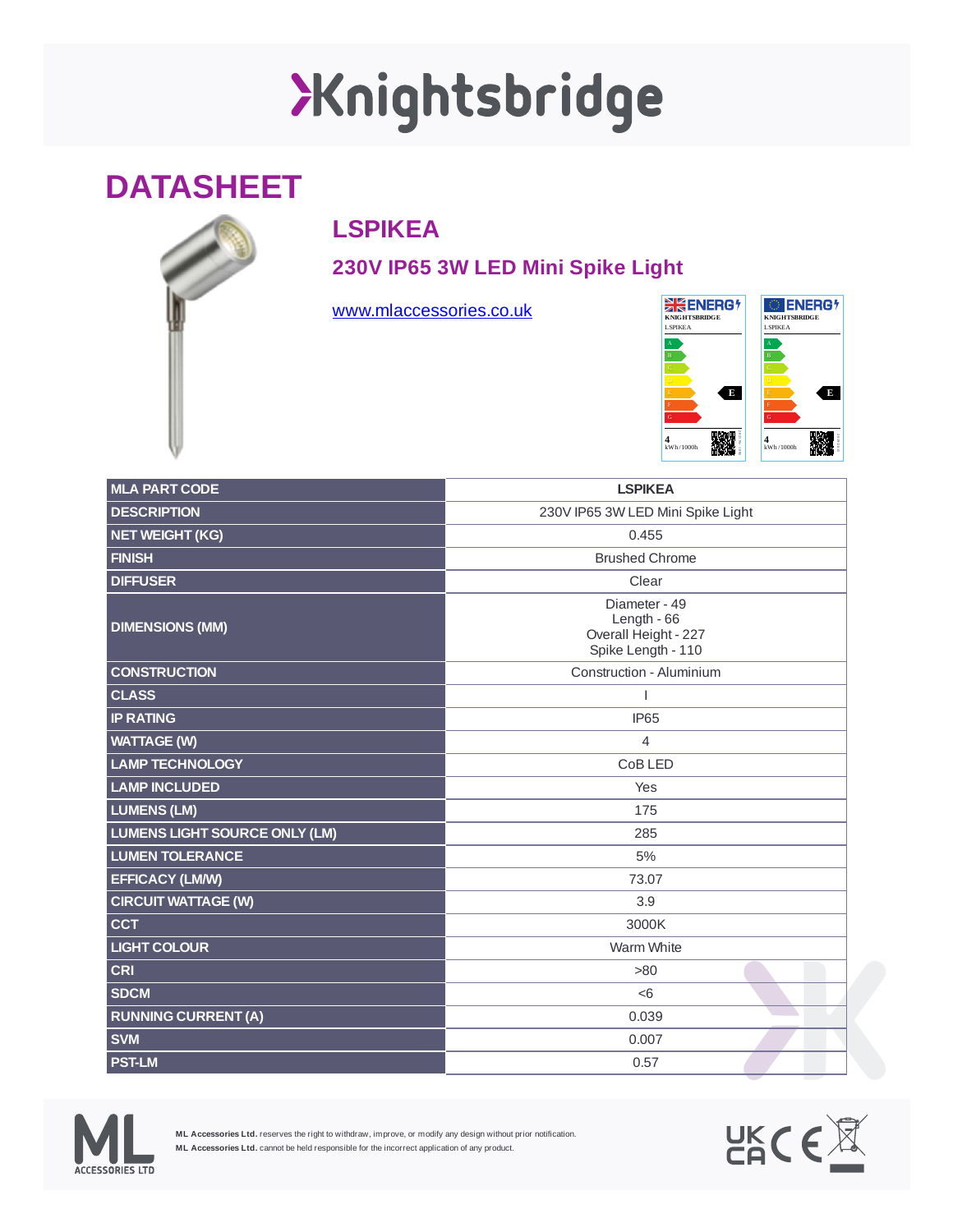# Knightsbridge

## DATASHEET

### LSPIKEA

### 230V IP65 3W LED Mini Spike Light

www.mlaccessories.co.uk

| MLA PART CODE | LSPIKEA |
|---|---|
| DESCRIPTION | 230V IP65 3W LED Mini Spike Light |
| NET WEIGHT (KG) | 0.455 |
| FINISH | Brushed Chrome |
| DIFFUSER | Clear |
| DIMENSIONS (MM) | Diameter - 49<br>Length - 66<br>Overall Height - 227<br>Spike Length - 110 |
| CONSTRUCTION | Construction - Aluminium |
| CLASS | I |
| IP RATING | IP65 |
| WATTAGE (W) | 4 |
| LAMP TECHNOLOGY | CoB LED |
| LAMP INCLUDED | Yes |
| LUMENS (LM) | 175 |
| LUMENS LIGHT SOURCE ONLY (LM) | 285 |
| LUMEN TOLERANCE | 5% |
| EFFICACY (LM/W) | 73.07 |
| CIRCUIT WATTAGE (W) | 3.9 |
| CCT | 3000K |
| LIGHT COLOUR | Warm White |
| CRI | >80 |
| SDCM | <6 |
| RUNNING CURRENT (A) | 0.039 |
| SVM | 0.007 |
| PST-LM | 0.57 |

**ML Accessories Ltd.** reserves the right to withdraw, improve, or modify any design without prior notification.
**ML Accessories Ltd.** cannot be held responsible for the incorrect application of any product.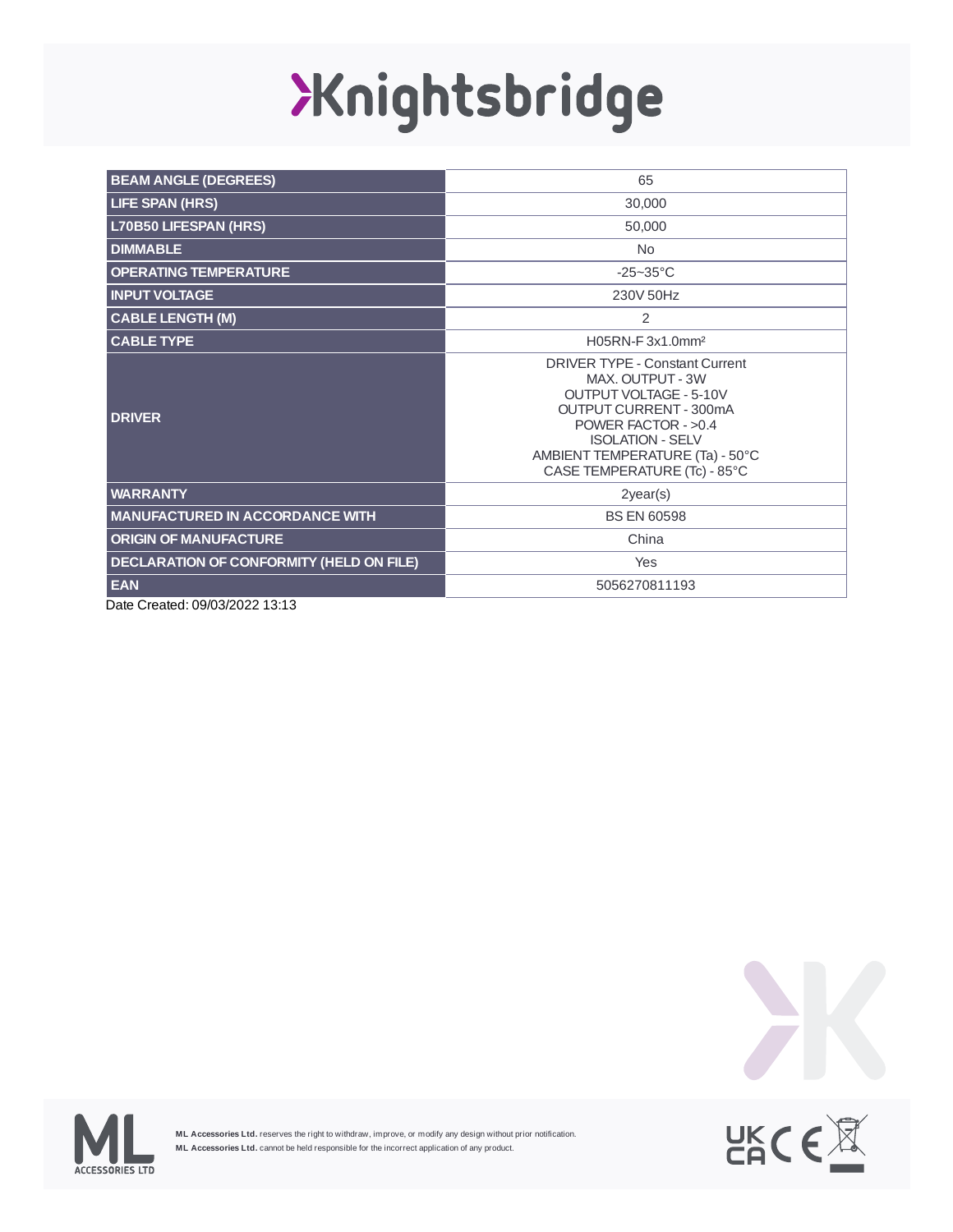# Knightsbridge

| | |
|---|---|
| **BEAM ANGLE (DEGREES)** | 65 |
| **LIFE SPAN (HRS)** | 30,000 |
| **L70B50 LIFESPAN (HRS)** | 50,000 |
| **DIMMABLE** | No |
| **OPERATING TEMPERATURE** | -25~35°C |
| **INPUT VOLTAGE** | 230V 50Hz |
| **CABLE LENGTH (M)** | 2 |
| **CABLE TYPE** | H05RN-F 3x1.0mm² |
| **DRIVER** | DRIVER TYPE - Constant Current<br>MAX. OUTPUT - 3W<br>OUTPUT VOLTAGE - 5-10V<br>OUTPUT CURRENT - 300mA<br>POWER FACTOR - >0.4<br>ISOLATION - SELV<br>AMBIENT TEMPERATURE (Ta) - 50°C<br>CASE TEMPERATURE (Tc) - 85°C |
| **WARRANTY** | 2year(s) |
| **MANUFACTURED IN ACCORDANCE WITH** | BS EN 60598 |
| **ORIGIN OF MANUFACTURE** | China |
| **DECLARATION OF CONFORMITY (HELD ON FILE)** | Yes |
| **EAN** | 5056270811193 |

Date Created: 09/03/2022 13:13

ML ACCESSORIES LTD

**ML Accessories Ltd.** reserves the right to withdraw, improve, or modify any design without prior notification.
**ML Accessories Ltd.** cannot be held responsible for the incorrect application of any product.

UK CA CE